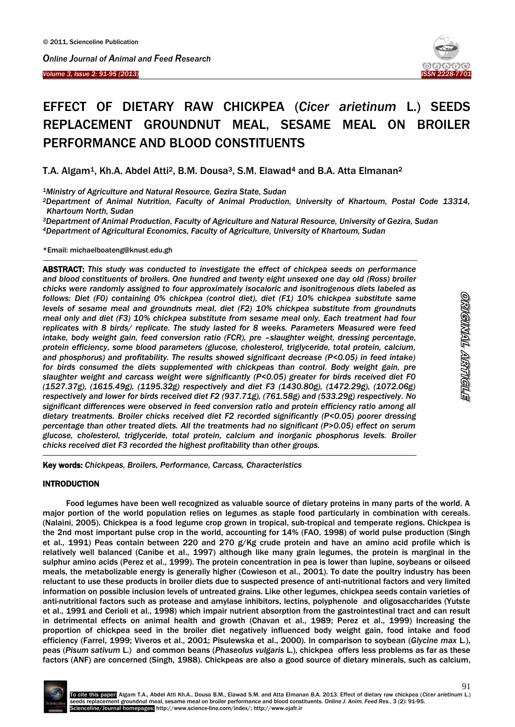# EFFECT OF DIETARY RAW CHICKPEA (*Cicer arietinum* L.) SEEDS REPLACEMENT GROUNDNUT MEAL, SESAME MEAL ON BROILER PERFORMANCE AND BLOOD CONSTITUENTS

T.A. Algam[1], Kh.A. Abdel Atti[2], B.M. Dousa[3], S.M. Elawad[4] and B.A. Atta Elmanan[2]

*[1]Ministry of Agriculture and Natural Resource, Gezira State, Sudan*

*[2]Department of Animal Nutrition, Faculty of Animal Production, University of Khartoum, Postal Code 13314, Khartoum North, Sudan*

*[3]Department of Animal Production, Faculty of Agriculture and Natural Resource, University of Gezira, Sudan*

*[4]Department of Agricultural Economics, Faculty of Agriculture, University of Khartoum, Sudan*

*Email: michaelboateng@knust.edu.gh

**ABSTRACT:** *This study was conducted to investigate the effect of chickpea seeds on performance and blood constituents of broilers. One hundred and twenty eight unsexed one day old (Ross) broiler chicks were randomly assigned to four approximately isocaloric and isonitrogenous diets labeled as follows: Diet (F0) containing 0% chickpea (control diet), diet (F1) 10% chickpea substitute same levels of sesame meal and groundnuts meal, diet (F2) 10% chickpea substitute from groundnuts meal only and diet (F3) 10% chickpea substitute from sesame meal only. Each treatment had four replicates with 8 birds/ replicate. The study lasted for 8 weeks. Parameters Measured were feed intake, body weight gain, feed conversion ratio (FCR), pre –slaughter weight, dressing percentage, protein efficiency, some blood parameters (glucose, cholesterol, triglyceride, total protein, calcium, and phosphorus) and profitability. The results showed significant decrease (P<0.05) in feed intake) for birds consumed the diets supplemented with chickpeas than control. Body weight gain, pre slaughter weight and carcass weight were significantly (P<0.05) greater for birds received diet F0 (1527.37g), (1615.49g), (1195.32g) respectively and diet F3 (1430.80g), (1472.29g), (1072.06g) respectively and lower for birds received diet F2 (937.71g), (761.58g) and (533.29g) respectively. No significant differences were observed in feed conversion ratio and protein efficiency ratio among all dietary treatments. Broiler chicks received diet F2 recorded significantly (P<0.05) poorer dressing percentage than other treated diets. All the treatments had no significant (P>0.05) effect on serum glucose, cholesterol, triglyceride, total protein, calcium and inorganic phosphorus levels. Broiler chicks received diet F3 recorded the highest profitability than other groups.*

**Key words:** *Chickpeas, Broilers, Performance, Carcass, Characteristics*

## INTRODUCTION

Food legumes have been well recognized as valuable source of dietary proteins in many parts of the world. A major portion of the world population relies on legumes as staple food particularly in combination with cereals. (Nalaini, 2005). Chickpea is a food legume crop grown in tropical, sub-tropical and temperate regions. Chickpea is the 2nd most important pulse crop in the world, accounting for 14% (FAO, 1998) of world pulse production (Singh et al., 1991) Peas contain between 220 and 270 g/Kg crude protein and have an amino acid profile which is relatively well balanced (Canibe et al., 1997) although like many grain legumes, the protein is marginal in the sulphur amino acids (Perez et al., 1999). The protein concentration in pea is lower than lupine, soybeans or oilseed meals, the metabolizable energy is generally higher (Cowieson et al., 2001). To date the poultry industry has been reluctant to use these products in broiler diets due to suspected presence of anti-nutritional factors and very limited information on possible inclusion levels of untreated grains. Like other legumes, chickpea seeds contain varieties of anti-nutritional factors such as protease and amylase inhibitors, lectins, polyphenole and oligosaccharides (Yutste et al., 1991 and Cerioli et al., 1998) which impair nutrient absorption from the gastrointestinal tract and can result in detrimental effects on animal health and growth (Chavan et al., 1989; Perez et al., 1999) Increasing the proportion of chickpea seed in the broiler diet negatively influenced body weight gain, food intake and food efficiency (Farrel, 1999; Viveros et al., 2001; Pisulewska et al., 2000). In comparison to soybean (*Glycine max* L.), peas (*Pisum sativum* L.) and common beans (*Phaseolus vulgaris* L.), chickpea offers less problems as far as these factors (ANF) are concerned (Singh, 1988). Chickpeas are also a good source of dietary minerals, such as calcium,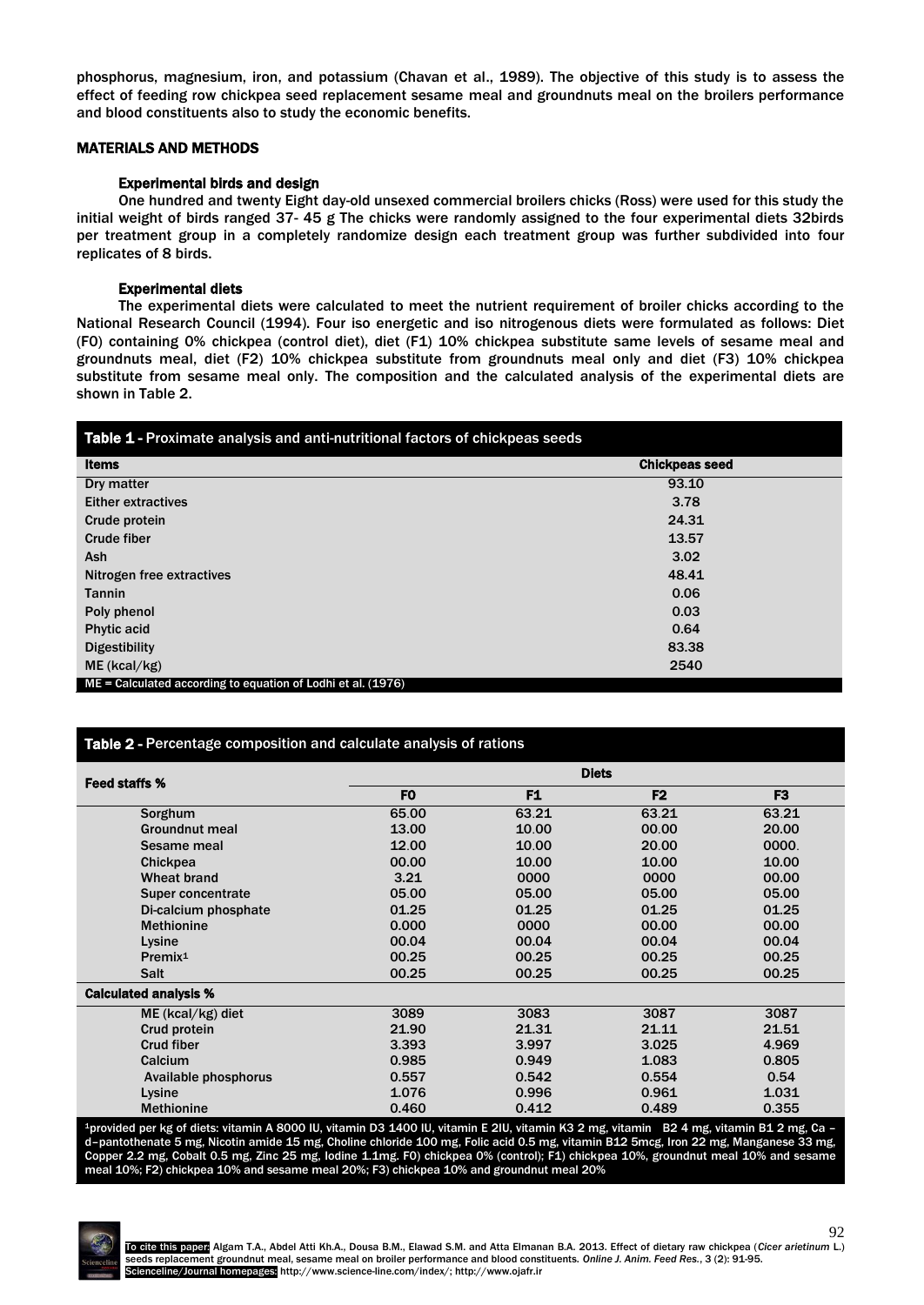phosphorus, magnesium, iron, and potassium (Chavan et al., 1989). The objective of this study is to assess the effect of feeding row chickpea seed replacement sesame meal and groundnuts meal on the broilers performance and blood constituents also to study the economic benefits.

## MATERIALS AND METHODS

### Experimental birds and design

One hundred and twenty Eight day-old unsexed commercial broilers chicks (Ross) were used for this study the initial weight of birds ranged 37- 45 g The chicks were randomly assigned to the four experimental diets 32birds per treatment group in a completely randomize design each treatment group was further subdivided into four replicates of 8 birds.

### Experimental diets

The experimental diets were calculated to meet the nutrient requirement of broiler chicks according to the National Research Council (1994). Four iso energetic and iso nitrogenous diets were formulated as follows: Diet (F0) containing 0% chickpea (control diet), diet (F1) 10% chickpea substitute same levels of sesame meal and groundnuts meal, diet (F2) 10% chickpea substitute from groundnuts meal only and diet (F3) 10% chickpea substitute from sesame meal only. The composition and the calculated analysis of the experimental diets are shown in Table 2.

**Table 1 -** Proximate analysis and anti-nutritional factors of chickpeas seeds

| Items | Chickpeas seed |
|---|---|
| Dry matter | 93.10 |
| Either extractives | 3.78 |
| Crude protein | 24.31 |
| Crude fiber | 13.57 |
| Ash | 3.02 |
| Nitrogen free extractives | 48.41 |
| Tannin | 0.06 |
| Poly phenol | 0.03 |
| Phytic acid | 0.64 |
| Digestibility | 83.38 |
| ME (kcal/kg) | 2540 |

ME = Calculated according to equation of Lodhi et al. (1976)

**Table 2 -** Percentage composition and calculate analysis of rations

| Feed staffs % | Diets | | | |
|---|---|---|---|---|
| | F0 | F1 | F2 | F3 |
| Sorghum | 65.00 | 63.21 | 63.21 | 63.21 |
| Groundnut meal | 13.00 | 10.00 | 00.00 | 20.00 |
| Sesame meal | 12.00 | 10.00 | 20.00 | 0000. |
| Chickpea | 00.00 | 10.00 | 10.00 | 10.00 |
| Wheat brand | 3.21 | 0000 | 0000 | 00.00 |
| Super concentrate | 05.00 | 05.00 | 05.00 | 05.00 |
| Di-calcium phosphate | 01.25 | 01.25 | 01.25 | 01.25 |
| Methionine | 0.000 | 0000 | 00.00 | 00.00 |
| Lysine | 00.04 | 00.04 | 00.04 | 00.04 |
| Premix[1] | 00.25 | 00.25 | 00.25 | 00.25 |
| Salt | 00.25 | 00.25 | 00.25 | 00.25 |
| **Calculated analysis %** | | | | |
| ME (kcal/kg) diet | 3089 | 3083 | 3087 | 3087 |
| Crud protein | 21.90 | 21.31 | 21.11 | 21.51 |
| Crud fiber | 3.393 | 3.997 | 3.025 | 4.969 |
| Calcium | 0.985 | 0.949 | 1.083 | 0.805 |
| Available phosphorus | 0.557 | 0.542 | 0.554 | 0.54 |
| Lysine | 1.076 | 0.996 | 0.961 | 1.031 |
| Methionine | 0.460 | 0.412 | 0.489 | 0.355 |

[1]provided per kg of diets: vitamin A 8000 IU, vitamin D3 1400 IU, vitamin E 2IU, vitamin K3 2 mg, vitamin B2 4 mg, vitamin B1 2 mg, Ca – d–pantothenate 5 mg, Nicotin amide 15 mg, Choline chloride 100 mg, Folic acid 0.5 mg, vitamin B12 5mcg, Iron 22 mg, Manganese 33 mg, Copper 2.2 mg, Cobalt 0.5 mg, Zinc 25 mg, Iodine 1.1mg. F0) chickpea 0% (control); F1) chickpea 10%, groundnut meal 10% and sesame meal 10%; F2) chickpea 10% and sesame meal 20%; F3) chickpea 10% and groundnut meal 20%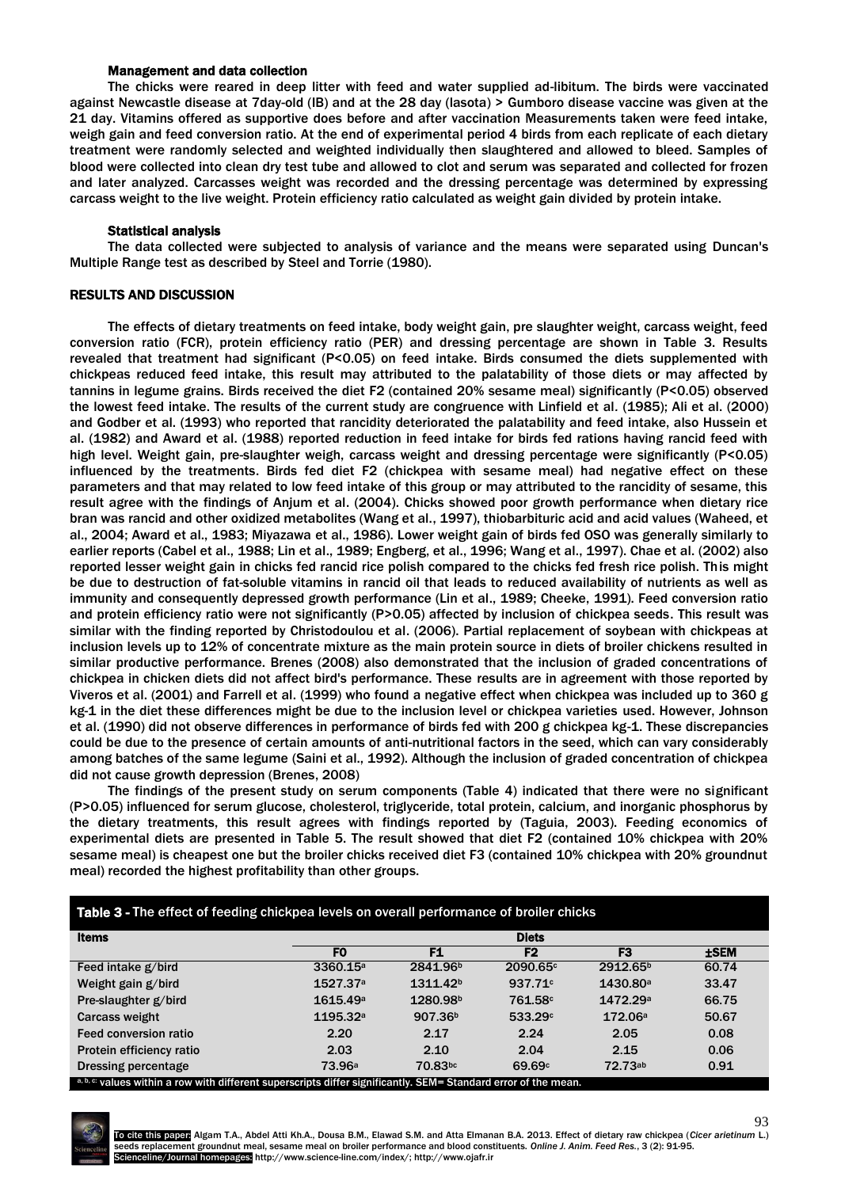### Management and data collection

The chicks were reared in deep litter with feed and water supplied ad-libitum. The birds were vaccinated against Newcastle disease at 7day-old (IB) and at the 28 day (lasota) > Gumboro disease vaccine was given at the 21 day. Vitamins offered as supportive does before and after vaccination Measurements taken were feed intake, weigh gain and feed conversion ratio. At the end of experimental period 4 birds from each replicate of each dietary treatment were randomly selected and weighted individually then slaughtered and allowed to bleed. Samples of blood were collected into clean dry test tube and allowed to clot and serum was separated and collected for frozen and later analyzed. Carcasses weight was recorded and the dressing percentage was determined by expressing carcass weight to the live weight. Protein efficiency ratio calculated as weight gain divided by protein intake.

### Statistical analysis

The data collected were subjected to analysis of variance and the means were separated using Duncan's Multiple Range test as described by Steel and Torrie (1980).

## RESULTS AND DISCUSSION

The effects of dietary treatments on feed intake, body weight gain, pre slaughter weight, carcass weight, feed conversion ratio (FCR), protein efficiency ratio (PER) and dressing percentage are shown in Table 3. Results revealed that treatment had significant ($P<0.05$) on feed intake. Birds consumed the diets supplemented with chickpeas reduced feed intake, this result may attributed to the palatability of those diets or may affected by tannins in legume grains. Birds received the diet F2 (contained 20% sesame meal) significantly ($P<0.05$) observed the lowest feed intake. The results of the current study are congruence with Linfield et al. (1985); Ali et al. (2000) and Godber et al. (1993) who reported that rancidity deteriorated the palatability and feed intake, also Hussein et al. (1982) and Award et al. (1988) reported reduction in feed intake for birds fed rations having rancid feed with high level. Weight gain, pre-slaughter weigh, carcass weight and dressing percentage were significantly ($P<0.05$) influenced by the treatments. Birds fed diet F2 (chickpea with sesame meal) had negative effect on these parameters and that may related to low feed intake of this group or may attributed to the rancidity of sesame, this result agree with the findings of Anjum et al. (2004). Chicks showed poor growth performance when dietary rice bran was rancid and other oxidized metabolites (Wang et al., 1997), thiobarbituric acid and acid values (Waheed, et al., 2004; Award et al., 1983; Miyazawa et al., 1986). Lower weight gain of birds fed OSO was generally similarly to earlier reports (Cabel et al., 1988; Lin et al., 1989; Engberg, et al., 1996; Wang et al., 1997). Chae et al. (2002) also reported lesser weight gain in chicks fed rancid rice polish compared to the chicks fed fresh rice polish. This might be due to destruction of fat-soluble vitamins in rancid oil that leads to reduced availability of nutrients as well as immunity and consequently depressed growth performance (Lin et al., 1989; Cheeke, 1991). Feed conversion ratio and protein efficiency ratio were not significantly ($P>0.05$) affected by inclusion of chickpea seeds. This result was similar with the finding reported by Christodoulou et al. (2006). Partial replacement of soybean with chickpeas at inclusion levels up to 12% of concentrate mixture as the main protein source in diets of broiler chickens resulted in similar productive performance. Brenes (2008) also demonstrated that the inclusion of graded concentrations of chickpea in chicken diets did not affect bird's performance. These results are in agreement with those reported by Viveros et al. (2001) and Farrell et al. (1999) who found a negative effect when chickpea was included up to 360 g kg-1 in the diet these differences might be due to the inclusion level or chickpea varieties used. However, Johnson et al. (1990) did not observe differences in performance of birds fed with 200 g chickpea kg-1. These discrepancies could be due to the presence of certain amounts of anti-nutritional factors in the seed, which can vary considerably among batches of the same legume (Saini et al., 1992). Although the inclusion of graded concentration of chickpea did not cause growth depression (Brenes, 2008)

The findings of the present study on serum components (Table 4) indicated that there were no significant ($P>0.05$) influenced for serum glucose, cholesterol, triglyceride, total protein, calcium, and inorganic phosphorus by the dietary treatments, this result agrees with findings reported by (Taguia, 2003). Feeding economics of experimental diets are presented in Table 5. The result showed that diet F2 (contained 10% chickpea with 20% sesame meal) is cheapest one but the broiler chicks received diet F3 (contained 10% chickpea with 20% groundnut meal) recorded the highest profitability than other groups.

**Table 3 -** The effect of feeding chickpea levels on overall performance of broiler chicks

| Items | Diets | | | | |
|---|---|---|---|---|---|
| | F0 | F1 | F2 | F3 | ±SEM |
| Feed intake g/bird | 3360.15[a] | 2841.96[b] | 2090.65[c] | 2912.65[b] | 60.74 |
| Weight gain g/bird | 1527.37[a] | 1311.42[b] | 937.71[c] | 1430.80[a] | 33.47 |
| Pre-slaughter g/bird | 1615.49[a] | 1280.98[b] | 761.58[c] | 1472.29[a] | 66.75 |
| Carcass weight | 1195.32[a] | 907.36[b] | 533.29[c] | 172.06[a] | 50.67 |
| Feed conversion ratio | 2.20 | 2.17 | 2.24 | 2.05 | 0.08 |
| Protein efficiency ratio | 2.03 | 2.10 | 2.04 | 2.15 | 0.06 |
| Dressing percentage | 73.96[a] | 70.83[bc] | 69.69[c] | 72.73[ab] | 0.91 |

[a, b, c:] values within a row with different superscripts differ significantly. SEM= Standard error of the mean.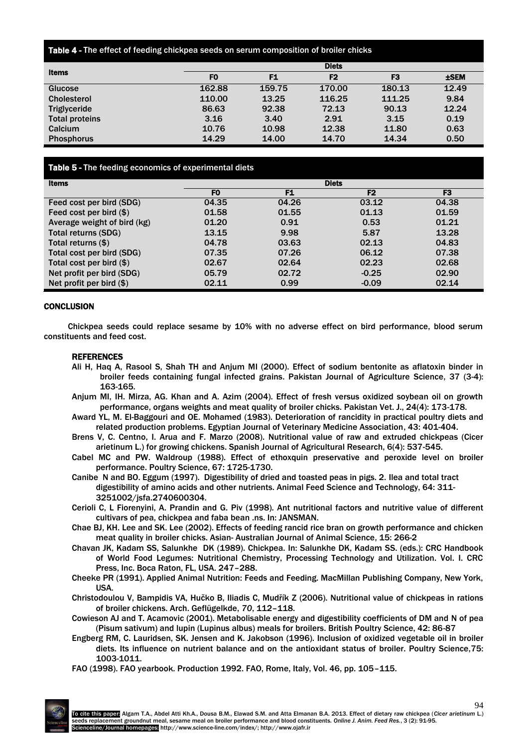**Table 4 -** The effect of feeding chickpea seeds on serum composition of broiler chicks

| Items | Diets | | | | |
|---|---|---|---|---|---|
| | F0 | F1 | F2 | F3 | ±SEM |
| Glucose | 162.88 | 159.75 | 170.00 | 180.13 | 12.49 |
| Cholesterol | 110.00 | 13.25 | 116.25 | 111.25 | 9.84 |
| Triglyceride | 86.63 | 92.38 | 72.13 | 90.13 | 12.24 |
| Total proteins | 3.16 | 3.40 | 2.91 | 3.15 | 0.19 |
| Calcium | 10.76 | 10.98 | 12.38 | 11.80 | 0.63 |
| Phosphorus | 14.29 | 14.00 | 14.70 | 14.34 | 0.50 |

**Table 5 -** The feeding economics of experimental diets

| Items | Diets | | | |
|---|---|---|---|---|
| | F0 | F1 | F2 | F3 |
| Feed cost per bird (SDG) | 04.35 | 04.26 | 03.12 | 04.38 |
| Feed cost per bird ($) | 01.58 | 01.55 | 01.13 | 01.59 |
| Average weight of bird (kg) | 01.20 | 0.91 | 0.53 | 01.21 |
| Total returns (SDG) | 13.15 | 9.98 | 5.87 | 13.28 |
| Total returns ($) | 04.78 | 03.63 | 02.13 | 04.83 |
| Total cost per bird (SDG) | 07.35 | 07.26 | 06.12 | 07.38 |
| Total cost per bird ($) | 02.67 | 02.64 | 02.23 | 02.68 |
| Net profit per bird (SDG) | 05.79 | 02.72 | -0.25 | 02.90 |
| Net profit per bird ($) | 02.11 | 0.99 | -0.09 | 02.14 |

## CONCLUSION

Chickpea seeds could replace sesame by 10% with no adverse effect on bird performance, blood serum constituents and feed cost.

## REFERENCES

Ali H, Haq A, Rasool S, Shah TH and Anjum MI (2000). Effect of sodium bentonite as aflatoxin binder in broiler feeds containing fungal infected grains. Pakistan Journal of Agriculture Science, 37 (3-4): 163-165.

Anjum MI, IH. Mirza, AG. Khan and A. Azim (2004). Effect of fresh versus oxidized soybean oil on growth performance, organs weights and meat quality of broiler chicks. Pakistan Vet. J., 24(4): 173-178.

Award YL, M. El-Baggouri and OE. Mohamed (1983). Deterioration of rancidity in practical poultry diets and related production problems. Egyptian Journal of Veterinary Medicine Association, 43: 401-404.

Brens V, C. Centno, I. Arua and F. Marzo (2008). Nutritional value of raw and extruded chickpeas (Cicer arietinum L.) for growing chickens. Spanish Journal of Agricultural Research, 6(4): 537-545.

Cabel MC and PW. Waldroup (1988). Effect of ethoxquin preservative and peroxide level on broiler performance. Poultry Science, 67: 1725-1730.

Canibe N and BO. Eggum (1997). Digestibility of dried and toasted peas in pigs. 2. Ilea and total tract digestibility of amino acids and other nutrients. Animal Feed Science and Technology, 64: 311-3251002/jsfa.2740600304.

Cerioli C, L Fiorenyini, A. Prandin and G. Piv (1998). Ant nutritional factors and nutritive value of different cultivars of pea, chickpea and faba bean .ns. In: JANSMAN.

Chae BJ, KH. Lee and SK. Lee (2002). Effects of feeding rancid rice bran on growth performance and chicken meat quality in broiler chicks. Asian- Australian Journal of Animal Science, 15: 266-2

Chavan JK, Kadam SS, Salunkhe DK (1989). Chickpea. In: Salunkhe DK, Kadam SS. (eds.): CRC Handbook of World Food Legumes: Nutritional Chemistry, Processing Technology and Utilization. Vol. I. CRC Press, Inc. Boca Raton, FL, USA. 247–288.

Cheeke PR (1991). Applied Animal Nutrition: Feeds and Feeding. MacMillan Publishing Company, New York, USA.

Christodoulou V, Bampidis VA, Hučko B, Iliadis C, Mudřík Z (2006). Nutritional value of chickpeas in rations of broiler chickens. Arch. Geflügelkde, *70*, 112–118.

Cowieson AJ and T. Acamovic (2001). Metabolisable energy and digestibility coefficients of DM and N of pea (Pisum sativum) and lupin (Lupinus albus) meals for broilers. British Poultry Science, 42: 86-87

Engberg RM, C. Lauridsen, SK. Jensen and K. Jakobson (1996). Inclusion of oxidized vegetable oil in broiler diets. Its influence on nutrient balance and on the antioxidant status of broiler. Poultry Science,75: 1003-1011.

FAO (1998). FAO yearbook. Production 1992. FAO, Rome, Italy, Vol. 46, pp. 105–115.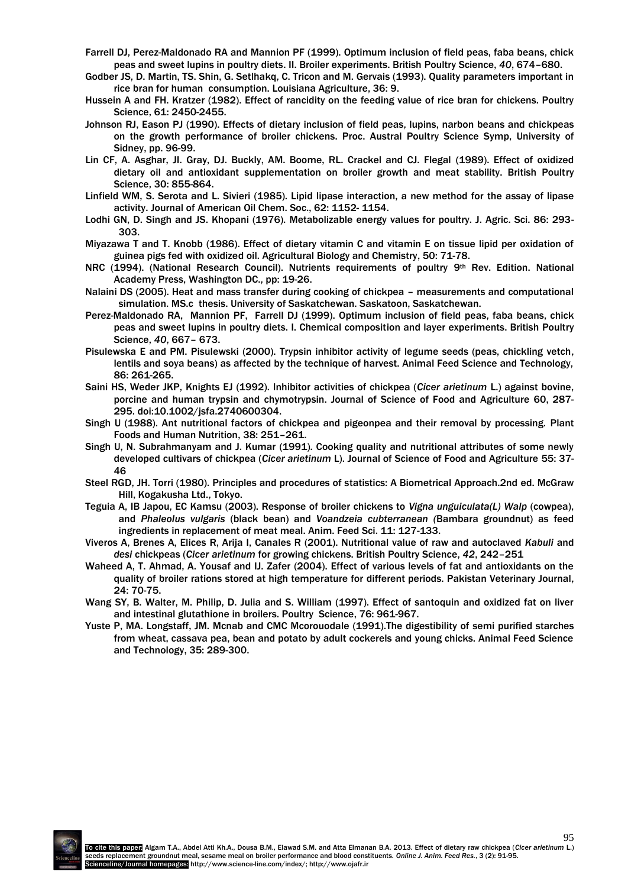Farrell DJ, Perez-Maldonado RA and Mannion PF (1999). Optimum inclusion of field peas, faba beans, chick peas and sweet lupins in poultry diets. II. Broiler experiments. British Poultry Science, *40*, 674–680.

Godber JS, D. Martin, TS. Shin, G. Setlhakq, C. Tricon and M. Gervais (1993). Quality parameters important in rice bran for human consumption. Louisiana Agriculture, 36: 9.

Hussein A and FH. Kratzer (1982). Effect of rancidity on the feeding value of rice bran for chickens. Poultry Science, 61: 2450-2455.

Johnson RJ, Eason PJ (1990). Effects of dietary inclusion of field peas, lupins, narbon beans and chickpeas on the growth performance of broiler chickens. Proc. Austral Poultry Science Symp, University of Sidney, pp. 96-99.

Lin CF, A. Asghar, JI. Gray, DJ. Buckly, AM. Boome, RL. Crackel and CJ. Flegal (1989). Effect of oxidized dietary oil and antioxidant supplementation on broiler growth and meat stability. British Poultry Science, 30: 855-864.

Linfield WM, S. Serota and L. Sivieri (1985). Lipid lipase interaction, a new method for the assay of lipase activity. Journal of American Oil Chem. Soc., 62: 1152- 1154.

Lodhi GN, D. Singh and JS. Khopani (1976). Metabolizable energy values for poultry. J. Agric. Sci. 86: 293-303.

Miyazawa T and T. Knobb (1986). Effect of dietary vitamin C and vitamin E on tissue lipid per oxidation of guinea pigs fed with oxidized oil. Agricultural Biology and Chemistry, 50: 71-78.

NRC (1994). (National Research Council). Nutrients requirements of poultry 9th Rev. Edition. National Academy Press, Washington DC., pp: 19-26.

Nalaini DS (2005). Heat and mass transfer during cooking of chickpea – measurements and computational simulation. MS.c thesis. University of Saskatchewan. Saskatoon, Saskatchewan.

Perez-Maldonado RA, Mannion PF, Farrell DJ (1999). Optimum inclusion of field peas, faba beans, chick peas and sweet lupins in poultry diets. I. Chemical composition and layer experiments. British Poultry Science, *40*, 667– 673.

Pisulewska E and PM. Pisulewski (2000). Trypsin inhibitor activity of legume seeds (peas, chickling vetch, lentils and soya beans) as affected by the technique of harvest. Animal Feed Science and Technology, 86: 261-265.

Saini HS, Weder JKP, Knights EJ (1992). Inhibitor activities of chickpea (*Cicer arietinum* L.) against bovine, porcine and human trypsin and chymotrypsin. Journal of Science of Food and Agriculture 60, 287-295. doi:10.1002/jsfa.2740600304.

Singh U (1988). Ant nutritional factors of chickpea and pigeonpea and their removal by processing. Plant Foods and Human Nutrition, 38: 251–261.

Singh U, N. Subrahmanyam and J. Kumar (1991). Cooking quality and nutritional attributes of some newly developed cultivars of chickpea (*Cicer arietinum* L). Journal of Science of Food and Agriculture 55: 37-46

Steel RGD, JH. Torri (1980). Principles and procedures of statistics: A Biometrical Approach.2nd ed. McGraw Hill, Kogakusha Ltd., Tokyo.

Teguia A, IB Japou, EC Kamsu (2003). Response of broiler chickens to *Vigna unguiculata(L) Walp* (cowpea), and *Phaleolus vulgaris* (black bean) and *Voandzeia cubterranean (*Bambara groundnut) as feed ingredients in replacement of meat meal. Anim. Feed Sci. 11: 127-133.

Viveros A, Brenes A, Elices R, Arija I, Canales R (2001). Nutritional value of raw and autoclaved *Kabuli* and *desi* chickpeas (*Cicer arietinum* for growing chickens. British Poultry Science, *42*, 242–251

Waheed A, T. Ahmad, A. Yousaf and IJ. Zafer (2004). Effect of various levels of fat and antioxidants on the quality of broiler rations stored at high temperature for different periods. Pakistan Veterinary Journal, 24: 70-75.

Wang SY, B. Walter, M. Philip, D. Julia and S. William (1997). Effect of santoquin and oxidized fat on liver and intestinal glutathione in broilers. Poultry Science, 76: 961-967.

Yuste P, MA. Longstaff, JM. Mcnab and CMC Mcorouodale (1991).The digestibility of semi purified starches from wheat, cassava pea, bean and potato by adult cockerels and young chicks. Animal Feed Science and Technology, 35: 289-300.